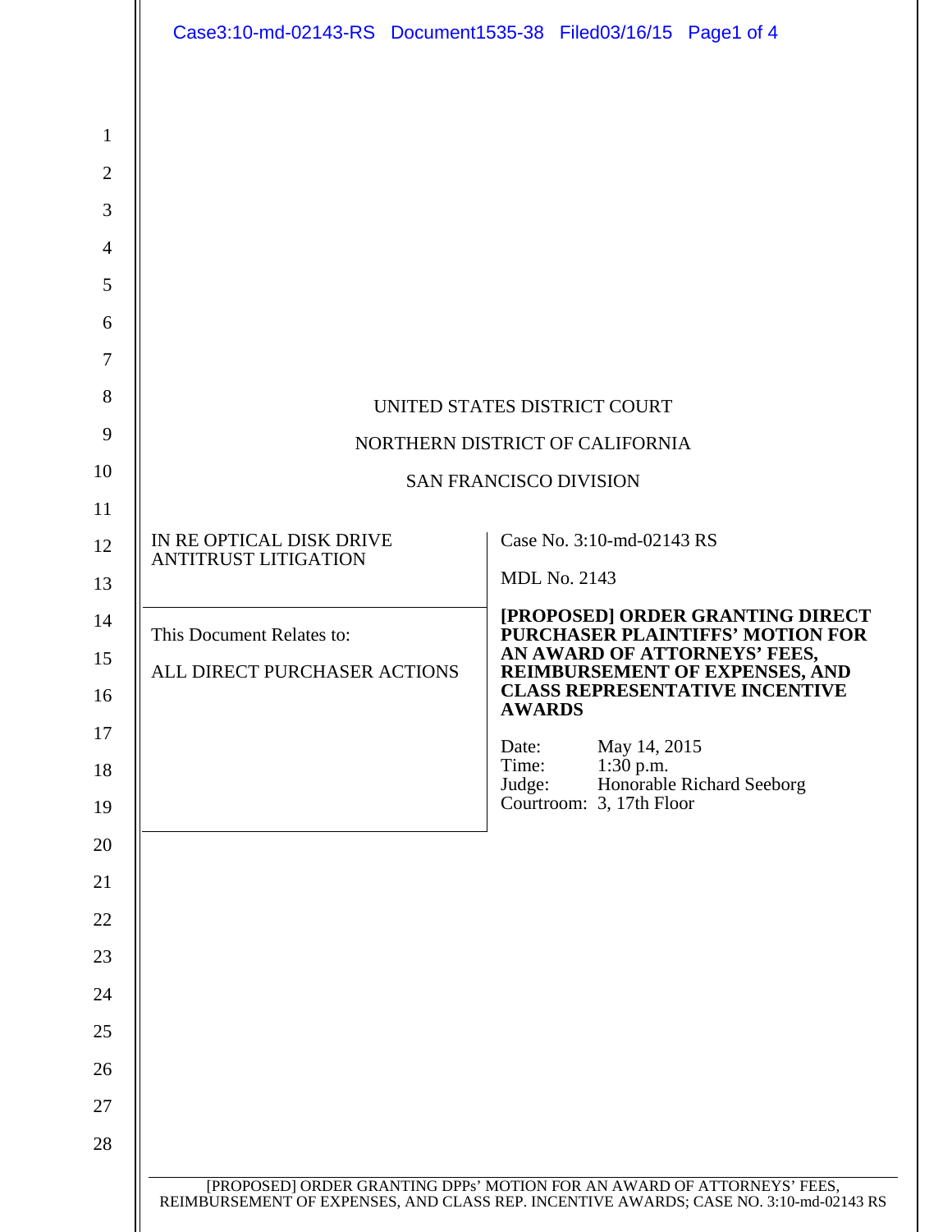UNITED STATES DISTRICT COURT

NORTHERN DISTRICT OF CALIFORNIA

SAN FRANCISCO DIVISION

| | |
|---|---|
| IN RE OPTICAL DISK DRIVE ANTITRUST LITIGATION | Case No. 3:10-md-02143 RS |
| | MDL No. 2143 |
| This Document Relates to:<br><br>ALL DIRECT PURCHASER ACTIONS | **[PROPOSED] ORDER GRANTING DIRECT PURCHASER PLAINTIFFS' MOTION FOR AN AWARD OF ATTORNEYS' FEES, REIMBURSEMENT OF EXPENSES, AND CLASS REPRESENTATIVE INCENTIVE AWARDS**<br><br>Date: May 14, 2015<br>Time: 1:30 p.m.<br>Judge: Honorable Richard Seeborg<br>Courtroom: 3, 17th Floor |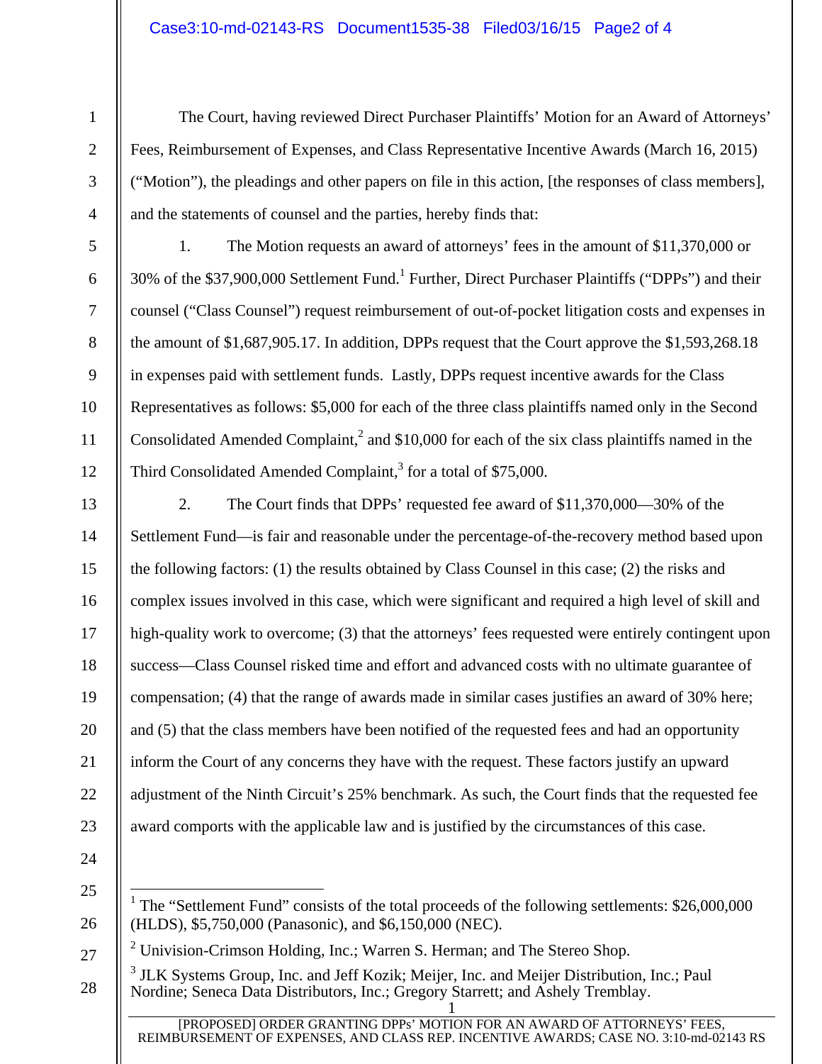The Court, having reviewed Direct Purchaser Plaintiffs' Motion for an Award of Attorneys' Fees, Reimbursement of Expenses, and Class Representative Incentive Awards (March 16, 2015) ("Motion"), the pleadings and other papers on file in this action, [the responses of class members], and the statements of counsel and the parties, hereby finds that:

1. The Motion requests an award of attorneys' fees in the amount of $11,370,000 or 30% of the $37,900,000 Settlement Fund.[1] Further, Direct Purchaser Plaintiffs ("DPPs") and their counsel ("Class Counsel") request reimbursement of out-of-pocket litigation costs and expenses in the amount of $1,687,905.17. In addition, DPPs request that the Court approve the $1,593,268.18 in expenses paid with settlement funds. Lastly, DPPs request incentive awards for the Class Representatives as follows: $5,000 for each of the three class plaintiffs named only in the Second Consolidated Amended Complaint,[2] and $10,000 for each of the six class plaintiffs named in the Third Consolidated Amended Complaint,[3] for a total of $75,000.

2. The Court finds that DPPs' requested fee award of $11,370,000—30% of the Settlement Fund—is fair and reasonable under the percentage-of-the-recovery method based upon the following factors: (1) the results obtained by Class Counsel in this case; (2) the risks and complex issues involved in this case, which were significant and required a high level of skill and high-quality work to overcome; (3) that the attorneys' fees requested were entirely contingent upon success—Class Counsel risked time and effort and advanced costs with no ultimate guarantee of compensation; (4) that the range of awards made in similar cases justifies an award of 30% here; and (5) that the class members have been notified of the requested fees and had an opportunity inform the Court of any concerns they have with the request. These factors justify an upward adjustment of the Ninth Circuit's 25% benchmark. As such, the Court finds that the requested fee award comports with the applicable law and is justified by the circumstances of this case.

---

[1] The "Settlement Fund" consists of the total proceeds of the following settlements: $26,000,000 (HLDS), $5,750,000 (Panasonic), and $6,150,000 (NEC).

[2] Univision-Crimson Holding, Inc.; Warren S. Herman; and The Stereo Shop.

[3] JLK Systems Group, Inc. and Jeff Kozik; Meijer, Inc. and Meijer Distribution, Inc.; Paul Nordine; Seneca Data Distributors, Inc.; Gregory Starrett; and Ashely Tremblay.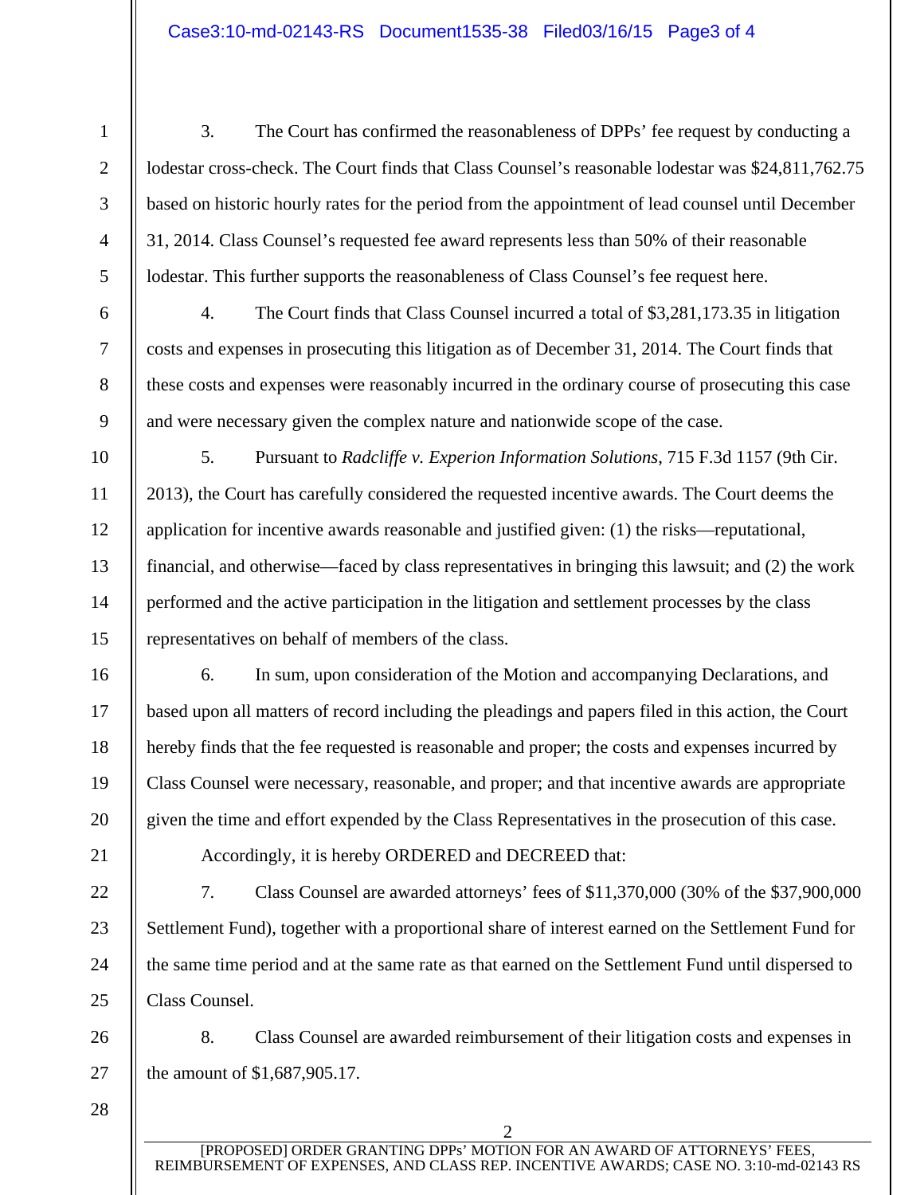3. The Court has confirmed the reasonableness of DPPs' fee request by conducting a lodestar cross-check. The Court finds that Class Counsel's reasonable lodestar was $24,811,762.75 based on historic hourly rates for the period from the appointment of lead counsel until December 31, 2014. Class Counsel's requested fee award represents less than 50% of their reasonable lodestar. This further supports the reasonableness of Class Counsel's fee request here.

4. The Court finds that Class Counsel incurred a total of $3,281,173.35 in litigation costs and expenses in prosecuting this litigation as of December 31, 2014. The Court finds that these costs and expenses were reasonably incurred in the ordinary course of prosecuting this case and were necessary given the complex nature and nationwide scope of the case.

5. Pursuant to *Radcliffe v. Experion Information Solutions*, 715 F.3d 1157 (9th Cir. 2013), the Court has carefully considered the requested incentive awards. The Court deems the application for incentive awards reasonable and justified given: (1) the risks—reputational, financial, and otherwise—faced by class representatives in bringing this lawsuit; and (2) the work performed and the active participation in the litigation and settlement processes by the class representatives on behalf of members of the class.

6. In sum, upon consideration of the Motion and accompanying Declarations, and based upon all matters of record including the pleadings and papers filed in this action, the Court hereby finds that the fee requested is reasonable and proper; the costs and expenses incurred by Class Counsel were necessary, reasonable, and proper; and that incentive awards are appropriate given the time and effort expended by the Class Representatives in the prosecution of this case.

Accordingly, it is hereby ORDERED and DECREED that:

7. Class Counsel are awarded attorneys' fees of $11,370,000 (30% of the $37,900,000 Settlement Fund), together with a proportional share of interest earned on the Settlement Fund for the same time period and at the same rate as that earned on the Settlement Fund until dispersed to Class Counsel.

8. Class Counsel are awarded reimbursement of their litigation costs and expenses in the amount of $1,687,905.17.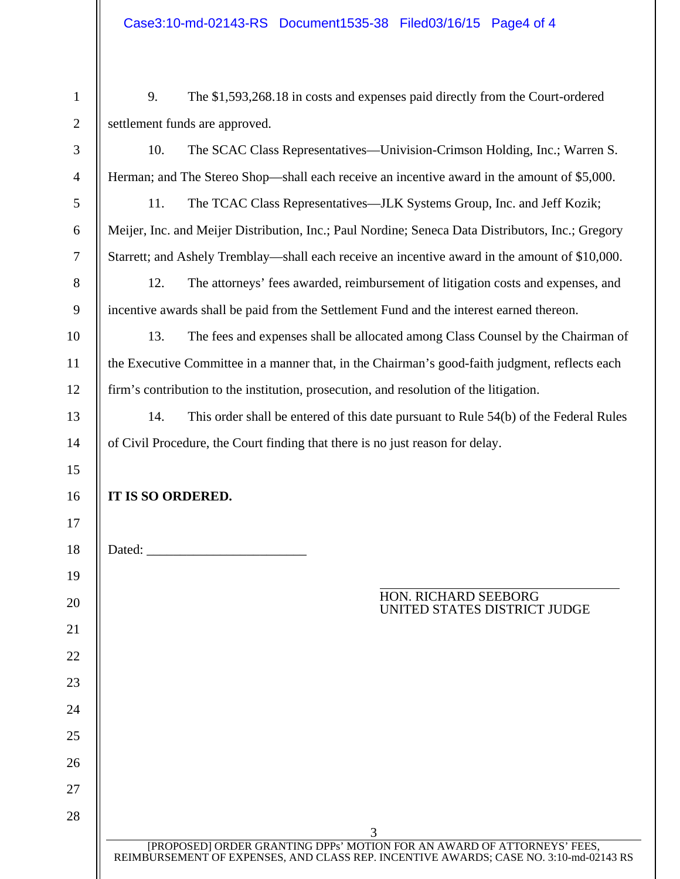9. The $1,593,268.18 in costs and expenses paid directly from the Court-ordered settlement funds are approved.

10. The SCAC Class Representatives—Univision-Crimson Holding, Inc.; Warren S. Herman; and The Stereo Shop—shall each receive an incentive award in the amount of $5,000.

11. The TCAC Class Representatives—JLK Systems Group, Inc. and Jeff Kozik; Meijer, Inc. and Meijer Distribution, Inc.; Paul Nordine; Seneca Data Distributors, Inc.; Gregory Starrett; and Ashely Tremblay—shall each receive an incentive award in the amount of $10,000.

12. The attorneys' fees awarded, reimbursement of litigation costs and expenses, and incentive awards shall be paid from the Settlement Fund and the interest earned thereon.

13. The fees and expenses shall be allocated among Class Counsel by the Chairman of the Executive Committee in a manner that, in the Chairman's good-faith judgment, reflects each firm's contribution to the institution, prosecution, and resolution of the litigation.

14. This order shall be entered of this date pursuant to Rule 54(b) of the Federal Rules of Civil Procedure, the Court finding that there is no just reason for delay.

**IT IS SO ORDERED.**

Dated: _______________________

_______________________________
HON. RICHARD SEEBORG
UNITED STATES DISTRICT JUDGE

[PROPOSED] ORDER GRANTING DPPs' MOTION FOR AN AWARD OF ATTORNEYS' FEES, REIMBURSEMENT OF EXPENSES, AND CLASS REP. INCENTIVE AWARDS; CASE NO. 3:10-md-02143 RS